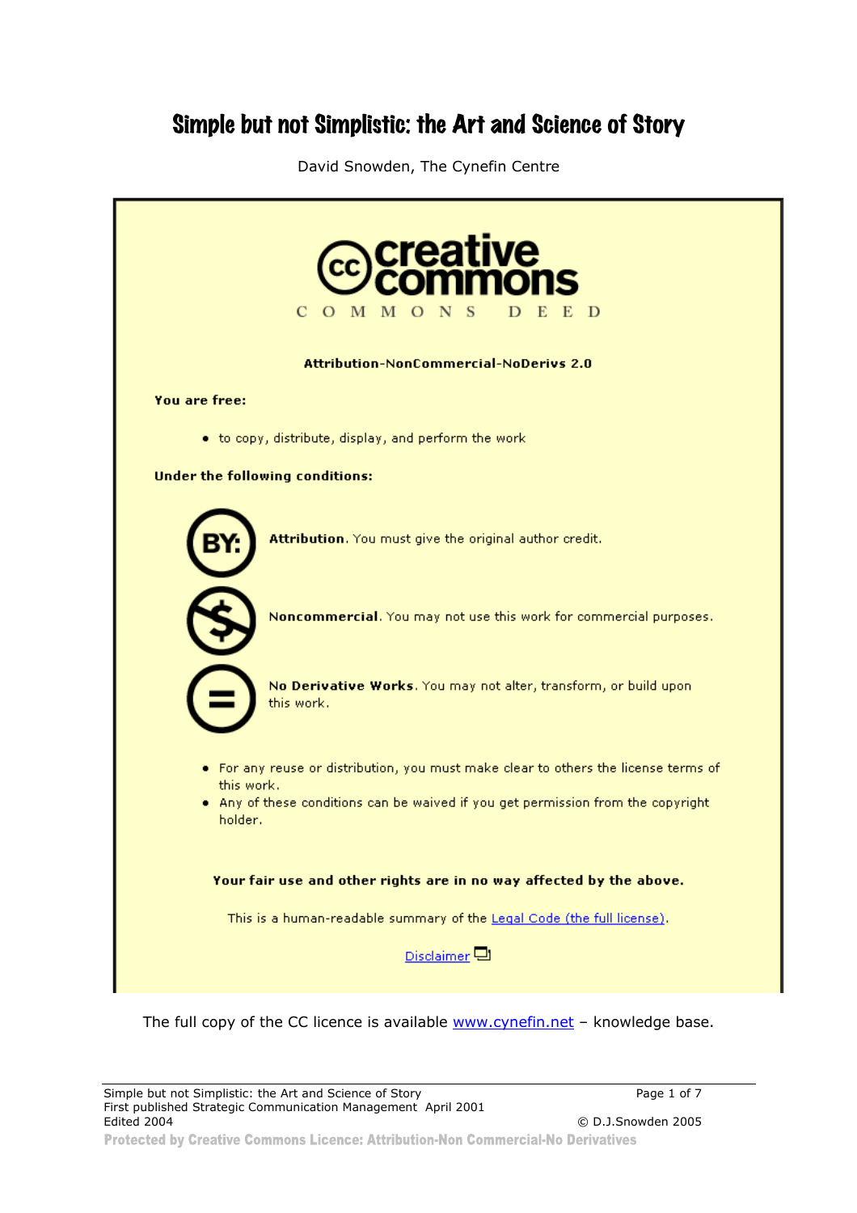# Simple but not Simplistic: the Art and Science of Story

David Snowden, The Cynefin Centre

creative commons

COMMONS DEED

**Attribution-NonCommercial-NoDerivs 2.0**

**You are free:**

- to copy, distribute, display, and perform the work

**Under the following conditions:**

**Attribution**. You must give the original author credit.

**Noncommercial**. You may not use this work for commercial purposes.

**No Derivative Works**. You may not alter, transform, or build upon this work.

- For any reuse or distribution, you must make clear to others the license terms of this work.
- Any of these conditions can be waived if you get permission from the copyright holder.

**Your fair use and other rights are in no way affected by the above.**

This is a human-readable summary of the Legal Code (the full license).

Disclaimer

The full copy of the CC licence is available www.cynefin.net – knowledge base.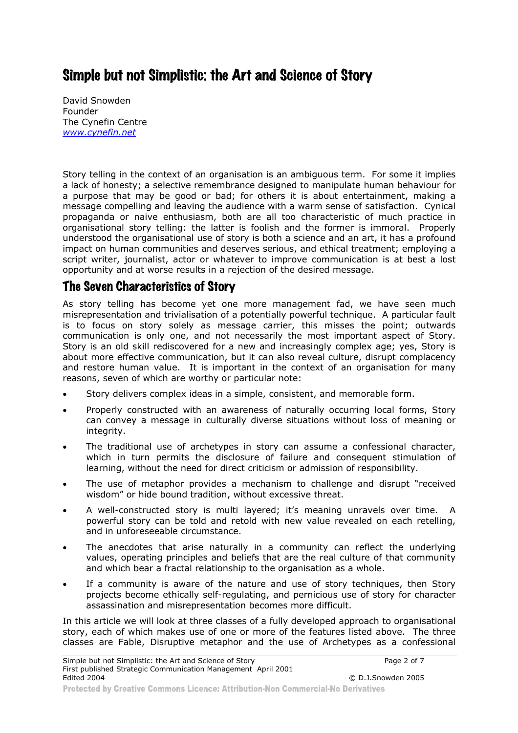# Simple but not Simplistic: the Art and Science of Story

David Snowden
Founder
The Cynefin Centre
*www.cynefin.net*

Story telling in the context of an organisation is an ambiguous term. For some it implies a lack of honesty; a selective remembrance designed to manipulate human behaviour for a purpose that may be good or bad; for others it is about entertainment, making a message compelling and leaving the audience with a warm sense of satisfaction. Cynical propaganda or naive enthusiasm, both are all too characteristic of much practice in organisational story telling: the latter is foolish and the former is immoral. Properly understood the organisational use of story is both a science and an art, it has a profound impact on human communities and deserves serious, and ethical treatment; employing a script writer, journalist, actor or whatever to improve communication is at best a lost opportunity and at worse results in a rejection of the desired message.

## The Seven Characteristics of Story

As story telling has become yet one more management fad, we have seen much misrepresentation and trivialisation of a potentially powerful technique. A particular fault is to focus on story solely as message carrier, this misses the point; outwards communication is only one, and not necessarily the most important aspect of Story. Story is an old skill rediscovered for a new and increasingly complex age; yes, Story is about more effective communication, but it can also reveal culture, disrupt complacency and restore human value. It is important in the context of an organisation for many reasons, seven of which are worthy or particular note:

- Story delivers complex ideas in a simple, consistent, and memorable form.
- Properly constructed with an awareness of naturally occurring local forms, Story can convey a message in culturally diverse situations without loss of meaning or integrity.
- The traditional use of archetypes in story can assume a confessional character, which in turn permits the disclosure of failure and consequent stimulation of learning, without the need for direct criticism or admission of responsibility.
- The use of metaphor provides a mechanism to challenge and disrupt "received wisdom" or hide bound tradition, without excessive threat.
- A well-constructed story is multi layered; it's meaning unravels over time. A powerful story can be told and retold with new value revealed on each retelling, and in unforeseeable circumstance.
- The anecdotes that arise naturally in a community can reflect the underlying values, operating principles and beliefs that are the real culture of that community and which bear a fractal relationship to the organisation as a whole.
- If a community is aware of the nature and use of story techniques, then Story projects become ethically self-regulating, and pernicious use of story for character assassination and misrepresentation becomes more difficult.

In this article we will look at three classes of a fully developed approach to organisational story, each of which makes use of one or more of the features listed above. The three classes are Fable, Disruptive metaphor and the use of Archetypes as a confessional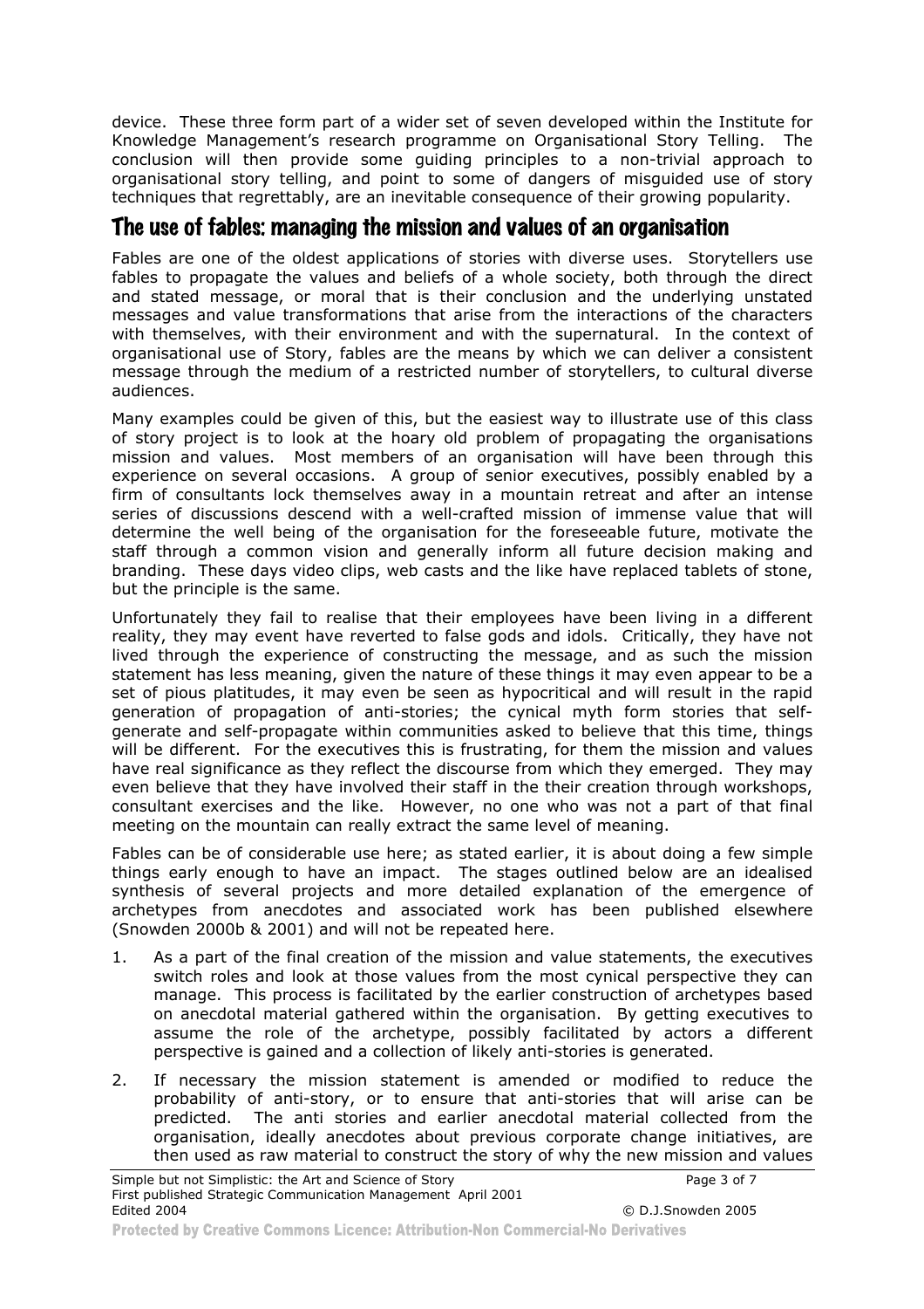device. These three form part of a wider set of seven developed within the Institute for Knowledge Management's research programme on Organisational Story Telling. The conclusion will then provide some guiding principles to a non-trivial approach to organisational story telling, and point to some of dangers of misguided use of story techniques that regrettably, are an inevitable consequence of their growing popularity.

## The use of fables: managing the mission and values of an organisation

Fables are one of the oldest applications of stories with diverse uses. Storytellers use fables to propagate the values and beliefs of a whole society, both through the direct and stated message, or moral that is their conclusion and the underlying unstated messages and value transformations that arise from the interactions of the characters with themselves, with their environment and with the supernatural. In the context of organisational use of Story, fables are the means by which we can deliver a consistent message through the medium of a restricted number of storytellers, to cultural diverse audiences.

Many examples could be given of this, but the easiest way to illustrate use of this class of story project is to look at the hoary old problem of propagating the organisations mission and values. Most members of an organisation will have been through this experience on several occasions. A group of senior executives, possibly enabled by a firm of consultants lock themselves away in a mountain retreat and after an intense series of discussions descend with a well-crafted mission of immense value that will determine the well being of the organisation for the foreseeable future, motivate the staff through a common vision and generally inform all future decision making and branding. These days video clips, web casts and the like have replaced tablets of stone, but the principle is the same.

Unfortunately they fail to realise that their employees have been living in a different reality, they may event have reverted to false gods and idols. Critically, they have not lived through the experience of constructing the message, and as such the mission statement has less meaning, given the nature of these things it may even appear to be a set of pious platitudes, it may even be seen as hypocritical and will result in the rapid generation of propagation of anti-stories; the cynical myth form stories that self-generate and self-propagate within communities asked to believe that this time, things will be different. For the executives this is frustrating, for them the mission and values have real significance as they reflect the discourse from which they emerged. They may even believe that they have involved their staff in the their creation through workshops, consultant exercises and the like. However, no one who was not a part of that final meeting on the mountain can really extract the same level of meaning.

Fables can be of considerable use here; as stated earlier, it is about doing a few simple things early enough to have an impact. The stages outlined below are an idealised synthesis of several projects and more detailed explanation of the emergence of archetypes from anecdotes and associated work has been published elsewhere (Snowden 2000b & 2001) and will not be repeated here.

1. As a part of the final creation of the mission and value statements, the executives switch roles and look at those values from the most cynical perspective they can manage. This process is facilitated by the earlier construction of archetypes based on anecdotal material gathered within the organisation. By getting executives to assume the role of the archetype, possibly facilitated by actors a different perspective is gained and a collection of likely anti-stories is generated.
2. If necessary the mission statement is amended or modified to reduce the probability of anti-story, or to ensure that anti-stories that will arise can be predicted. The anti stories and earlier anecdotal material collected from the organisation, ideally anecdotes about previous corporate change initiatives, are then used as raw material to construct the story of why the new mission and values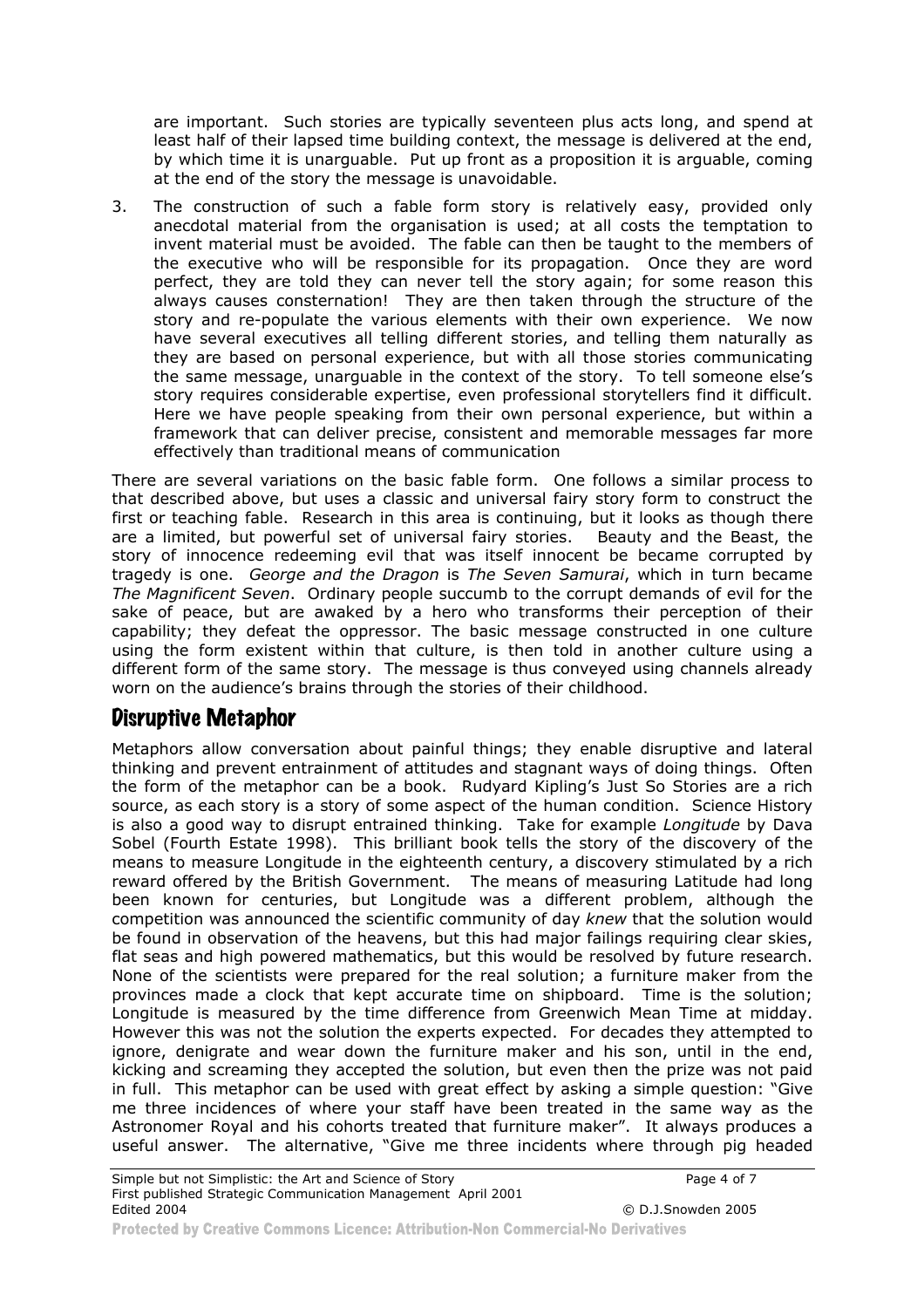are important. Such stories are typically seventeen plus acts long, and spend at least half of their lapsed time building context, the message is delivered at the end, by which time it is unarguable. Put up front as a proposition it is arguable, coming at the end of the story the message is unavoidable.

3. The construction of such a fable form story is relatively easy, provided only anecdotal material from the organisation is used; at all costs the temptation to invent material must be avoided. The fable can then be taught to the members of the executive who will be responsible for its propagation. Once they are word perfect, they are told they can never tell the story again; for some reason this always causes consternation! They are then taken through the structure of the story and re-populate the various elements with their own experience. We now have several executives all telling different stories, and telling them naturally as they are based on personal experience, but with all those stories communicating the same message, unarguable in the context of the story. To tell someone else's story requires considerable expertise, even professional storytellers find it difficult. Here we have people speaking from their own personal experience, but within a framework that can deliver precise, consistent and memorable messages far more effectively than traditional means of communication

There are several variations on the basic fable form. One follows a similar process to that described above, but uses a classic and universal fairy story form to construct the first or teaching fable. Research in this area is continuing, but it looks as though there are a limited, but powerful set of universal fairy stories. Beauty and the Beast, the story of innocence redeeming evil that was itself innocent be became corrupted by tragedy is one. *George and the Dragon* is *The Seven Samurai*, which in turn became *The Magnificent Seven*. Ordinary people succumb to the corrupt demands of evil for the sake of peace, but are awaked by a hero who transforms their perception of their capability; they defeat the oppressor. The basic message constructed in one culture using the form existent within that culture, is then told in another culture using a different form of the same story. The message is thus conveyed using channels already worn on the audience's brains through the stories of their childhood.

## Disruptive Metaphor

Metaphors allow conversation about painful things; they enable disruptive and lateral thinking and prevent entrainment of attitudes and stagnant ways of doing things. Often the form of the metaphor can be a book. Rudyard Kipling's Just So Stories are a rich source, as each story is a story of some aspect of the human condition. Science History is also a good way to disrupt entrained thinking. Take for example *Longitude* by Dava Sobel (Fourth Estate 1998). This brilliant book tells the story of the discovery of the means to measure Longitude in the eighteenth century, a discovery stimulated by a rich reward offered by the British Government. The means of measuring Latitude had long been known for centuries, but Longitude was a different problem, although the competition was announced the scientific community of day *knew* that the solution would be found in observation of the heavens, but this had major failings requiring clear skies, flat seas and high powered mathematics, but this would be resolved by future research. None of the scientists were prepared for the real solution; a furniture maker from the provinces made a clock that kept accurate time on shipboard. Time is the solution; Longitude is measured by the time difference from Greenwich Mean Time at midday. However this was not the solution the experts expected. For decades they attempted to ignore, denigrate and wear down the furniture maker and his son, until in the end, kicking and screaming they accepted the solution, but even then the prize was not paid in full. This metaphor can be used with great effect by asking a simple question: "Give me three incidences of where your staff have been treated in the same way as the Astronomer Royal and his cohorts treated that furniture maker". It always produces a useful answer. The alternative, "Give me three incidents where through pig headed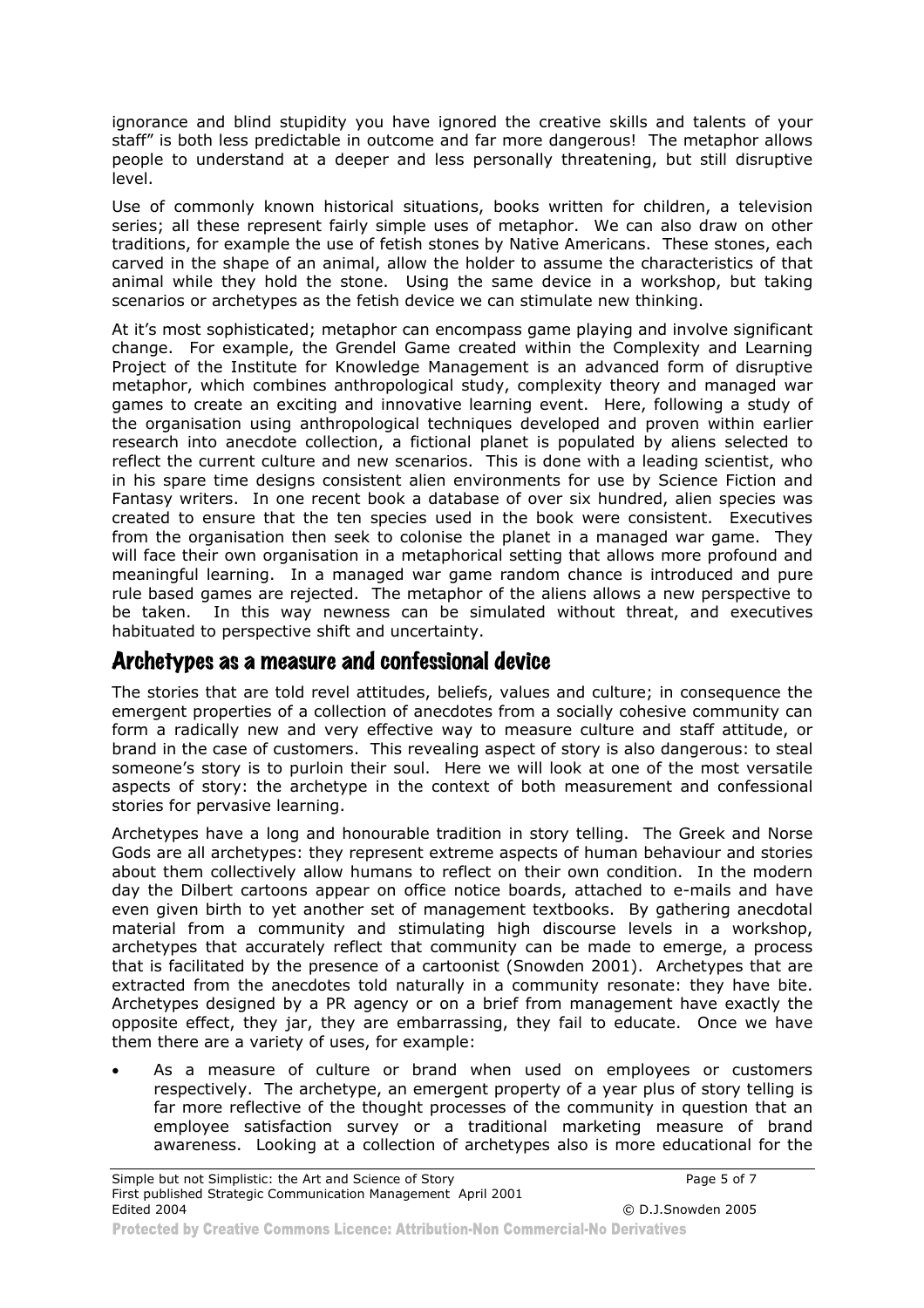ignorance and blind stupidity you have ignored the creative skills and talents of your staff" is both less predictable in outcome and far more dangerous! The metaphor allows people to understand at a deeper and less personally threatening, but still disruptive level.

Use of commonly known historical situations, books written for children, a television series; all these represent fairly simple uses of metaphor. We can also draw on other traditions, for example the use of fetish stones by Native Americans. These stones, each carved in the shape of an animal, allow the holder to assume the characteristics of that animal while they hold the stone. Using the same device in a workshop, but taking scenarios or archetypes as the fetish device we can stimulate new thinking.

At it's most sophisticated; metaphor can encompass game playing and involve significant change. For example, the Grendel Game created within the Complexity and Learning Project of the Institute for Knowledge Management is an advanced form of disruptive metaphor, which combines anthropological study, complexity theory and managed war games to create an exciting and innovative learning event. Here, following a study of the organisation using anthropological techniques developed and proven within earlier research into anecdote collection, a fictional planet is populated by aliens selected to reflect the current culture and new scenarios. This is done with a leading scientist, who in his spare time designs consistent alien environments for use by Science Fiction and Fantasy writers. In one recent book a database of over six hundred, alien species was created to ensure that the ten species used in the book were consistent. Executives from the organisation then seek to colonise the planet in a managed war game. They will face their own organisation in a metaphorical setting that allows more profound and meaningful learning. In a managed war game random chance is introduced and pure rule based games are rejected. The metaphor of the aliens allows a new perspective to be taken. In this way newness can be simulated without threat, and executives habituated to perspective shift and uncertainty.

## Archetypes as a measure and confessional device

The stories that are told revel attitudes, beliefs, values and culture; in consequence the emergent properties of a collection of anecdotes from a socially cohesive community can form a radically new and very effective way to measure culture and staff attitude, or brand in the case of customers. This revealing aspect of story is also dangerous: to steal someone's story is to purloin their soul. Here we will look at one of the most versatile aspects of story: the archetype in the context of both measurement and confessional stories for pervasive learning.

Archetypes have a long and honourable tradition in story telling. The Greek and Norse Gods are all archetypes: they represent extreme aspects of human behaviour and stories about them collectively allow humans to reflect on their own condition. In the modern day the Dilbert cartoons appear on office notice boards, attached to e-mails and have even given birth to yet another set of management textbooks. By gathering anecdotal material from a community and stimulating high discourse levels in a workshop, archetypes that accurately reflect that community can be made to emerge, a process that is facilitated by the presence of a cartoonist (Snowden 2001). Archetypes that are extracted from the anecdotes told naturally in a community resonate: they have bite. Archetypes designed by a PR agency or on a brief from management have exactly the opposite effect, they jar, they are embarrassing, they fail to educate. Once we have them there are a variety of uses, for example:

- As a measure of culture or brand when used on employees or customers respectively. The archetype, an emergent property of a year plus of story telling is far more reflective of the thought processes of the community in question that an employee satisfaction survey or a traditional marketing measure of brand awareness. Looking at a collection of archetypes also is more educational for the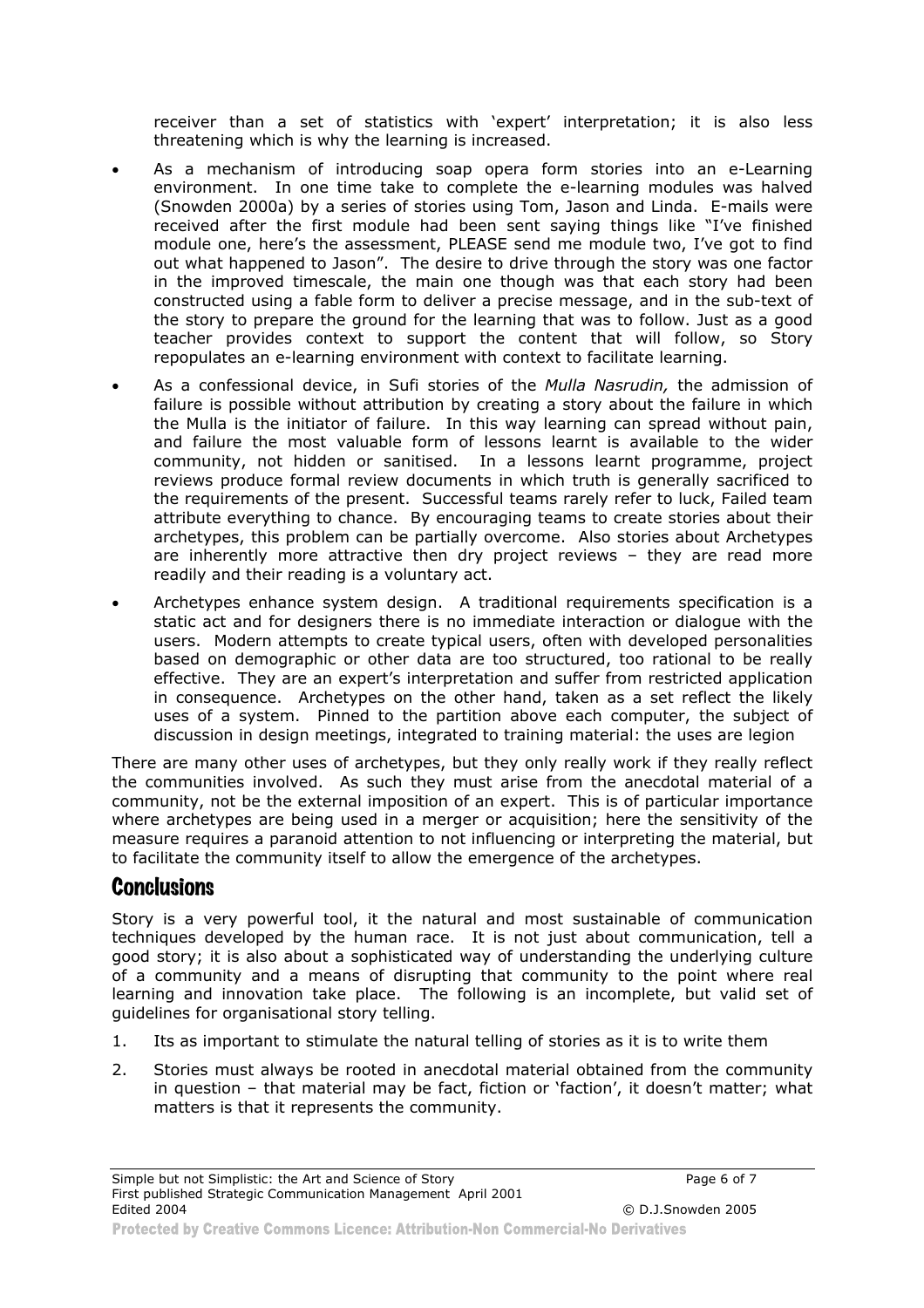receiver than a set of statistics with 'expert' interpretation; it is also less threatening which is why the learning is increased.

- As a mechanism of introducing soap opera form stories into an e-Learning environment. In one time take to complete the e-learning modules was halved (Snowden 2000a) by a series of stories using Tom, Jason and Linda. E-mails were received after the first module had been sent saying things like "I've finished module one, here's the assessment, PLEASE send me module two, I've got to find out what happened to Jason". The desire to drive through the story was one factor in the improved timescale, the main one though was that each story had been constructed using a fable form to deliver a precise message, and in the sub-text of the story to prepare the ground for the learning that was to follow. Just as a good teacher provides context to support the content that will follow, so Story repopulates an e-learning environment with context to facilitate learning.
- As a confessional device, in Sufi stories of the *Mulla Nasrudin,* the admission of failure is possible without attribution by creating a story about the failure in which the Mulla is the initiator of failure. In this way learning can spread without pain, and failure the most valuable form of lessons learnt is available to the wider community, not hidden or sanitised. In a lessons learnt programme, project reviews produce formal review documents in which truth is generally sacrificed to the requirements of the present. Successful teams rarely refer to luck, Failed team attribute everything to chance. By encouraging teams to create stories about their archetypes, this problem can be partially overcome. Also stories about Archetypes are inherently more attractive then dry project reviews – they are read more readily and their reading is a voluntary act.
- Archetypes enhance system design. A traditional requirements specification is a static act and for designers there is no immediate interaction or dialogue with the users. Modern attempts to create typical users, often with developed personalities based on demographic or other data are too structured, too rational to be really effective. They are an expert's interpretation and suffer from restricted application in consequence. Archetypes on the other hand, taken as a set reflect the likely uses of a system. Pinned to the partition above each computer, the subject of discussion in design meetings, integrated to training material: the uses are legion

There are many other uses of archetypes, but they only really work if they really reflect the communities involved. As such they must arise from the anecdotal material of a community, not be the external imposition of an expert. This is of particular importance where archetypes are being used in a merger or acquisition; here the sensitivity of the measure requires a paranoid attention to not influencing or interpreting the material, but to facilitate the community itself to allow the emergence of the archetypes.

## Conclusions

Story is a very powerful tool, it the natural and most sustainable of communication techniques developed by the human race. It is not just about communication, tell a good story; it is also about a sophisticated way of understanding the underlying culture of a community and a means of disrupting that community to the point where real learning and innovation take place. The following is an incomplete, but valid set of guidelines for organisational story telling.

1. Its as important to stimulate the natural telling of stories as it is to write them
2. Stories must always be rooted in anecdotal material obtained from the community in question – that material may be fact, fiction or 'faction', it doesn't matter; what matters is that it represents the community.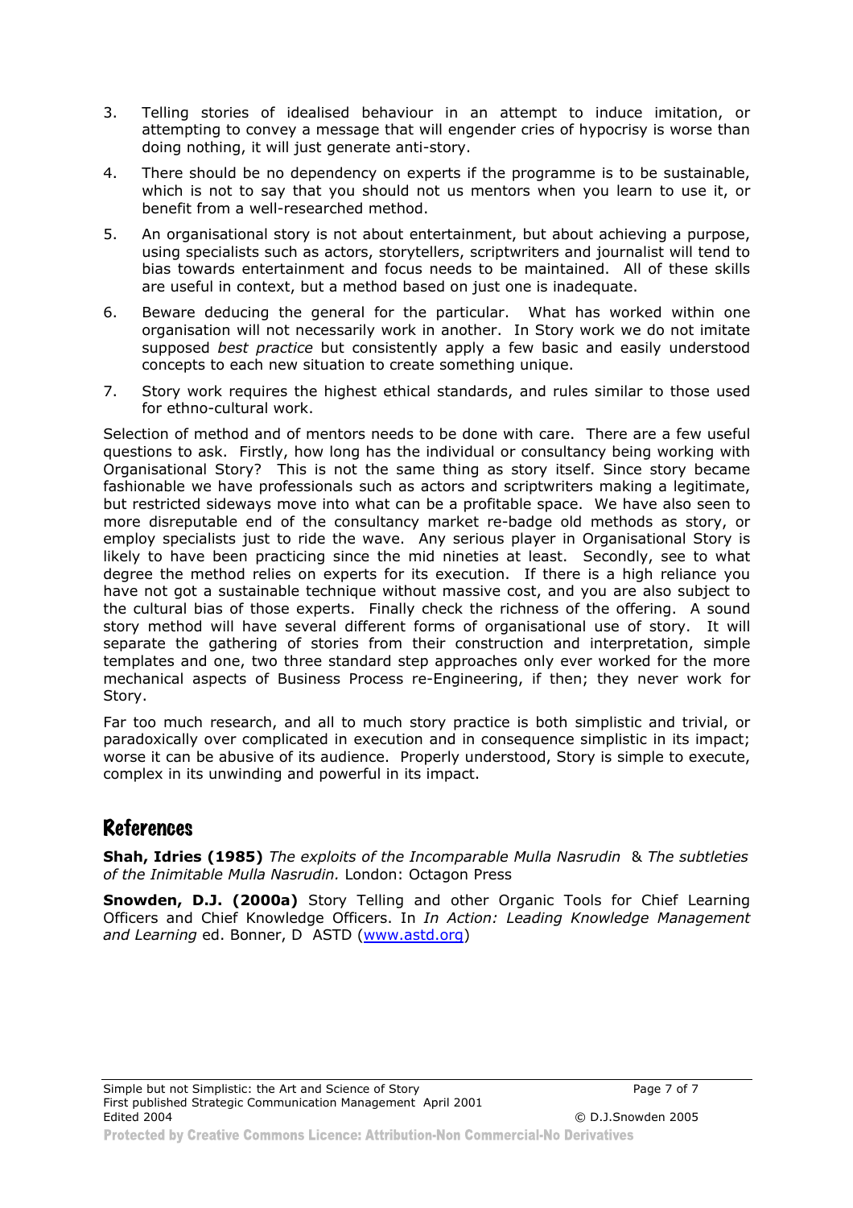3. Telling stories of idealised behaviour in an attempt to induce imitation, or attempting to convey a message that will engender cries of hypocrisy is worse than doing nothing, it will just generate anti-story.

4. There should be no dependency on experts if the programme is to be sustainable, which is not to say that you should not us mentors when you learn to use it, or benefit from a well-researched method.

5. An organisational story is not about entertainment, but about achieving a purpose, using specialists such as actors, storytellers, scriptwriters and journalist will tend to bias towards entertainment and focus needs to be maintained. All of these skills are useful in context, but a method based on just one is inadequate.

6. Beware deducing the general for the particular. What has worked within one organisation will not necessarily work in another. In Story work we do not imitate supposed *best practice* but consistently apply a few basic and easily understood concepts to each new situation to create something unique.

7. Story work requires the highest ethical standards, and rules similar to those used for ethno-cultural work.

Selection of method and of mentors needs to be done with care. There are a few useful questions to ask. Firstly, how long has the individual or consultancy being working with Organisational Story? This is not the same thing as story itself. Since story became fashionable we have professionals such as actors and scriptwriters making a legitimate, but restricted sideways move into what can be a profitable space. We have also seen to more disreputable end of the consultancy market re-badge old methods as story, or employ specialists just to ride the wave. Any serious player in Organisational Story is likely to have been practicing since the mid nineties at least. Secondly, see to what degree the method relies on experts for its execution. If there is a high reliance you have not got a sustainable technique without massive cost, and you are also subject to the cultural bias of those experts. Finally check the richness of the offering. A sound story method will have several different forms of organisational use of story. It will separate the gathering of stories from their construction and interpretation, simple templates and one, two three standard step approaches only ever worked for the more mechanical aspects of Business Process re-Engineering, if then; they never work for Story.

Far too much research, and all to much story practice is both simplistic and trivial, or paradoxically over complicated in execution and in consequence simplistic in its impact; worse it can be abusive of its audience. Properly understood, Story is simple to execute, complex in its unwinding and powerful in its impact.

## References

**Shah, Idries (1985)** *The exploits of the Incomparable Mulla Nasrudin* & *The subtleties of the Inimitable Mulla Nasrudin.* London: Octagon Press

**Snowden, D.J. (2000a)** Story Telling and other Organic Tools for Chief Learning Officers and Chief Knowledge Officers. In *In Action: Leading Knowledge Management and Learning* ed. Bonner, D ASTD (www.astd.org)